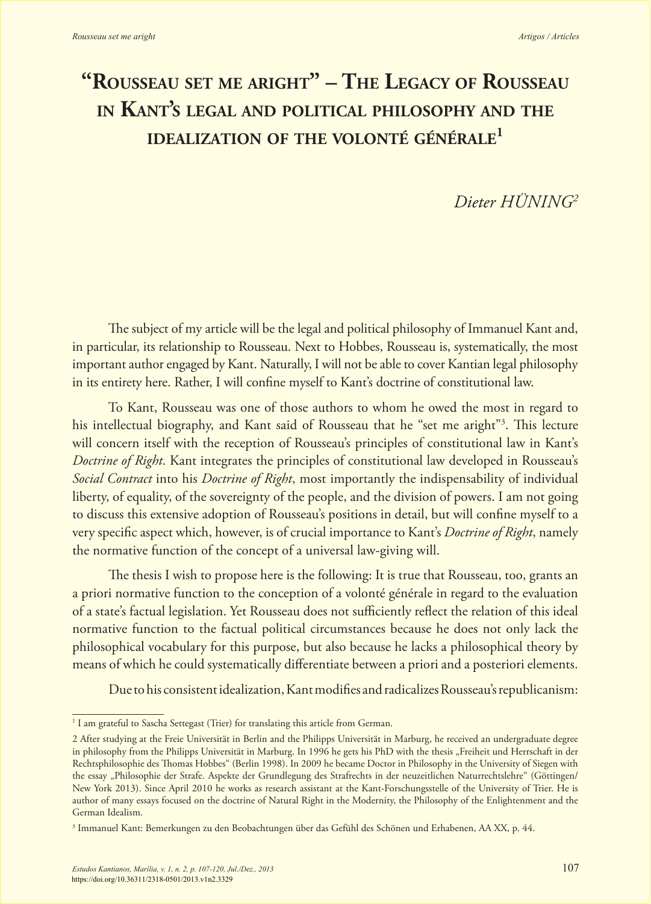# "Rousseau set me aright" – The Legacy of Rousseau in Kant's legal and political philosophy and the idealization of the volonté générale[1]

*Dieter HÜNING*[2]

The subject of my article will be the legal and political philosophy of Immanuel Kant and, in particular, its relationship to Rousseau. Next to Hobbes, Rousseau is, systematically, the most important author engaged by Kant. Naturally, I will not be able to cover Kantian legal philosophy in its entirety here. Rather, I will confine myself to Kant's doctrine of constitutional law.

To Kant, Rousseau was one of those authors to whom he owed the most in regard to his intellectual biography, and Kant said of Rousseau that he "set me aright"[3]. This lecture will concern itself with the reception of Rousseau's principles of constitutional law in Kant's *Doctrine of Right*. Kant integrates the principles of constitutional law developed in Rousseau's *Social Contract* into his *Doctrine of Right*, most importantly the indispensability of individual liberty, of equality, of the sovereignty of the people, and the division of powers. I am not going to discuss this extensive adoption of Rousseau's positions in detail, but will confine myself to a very specific aspect which, however, is of crucial importance to Kant's *Doctrine of Right*, namely the normative function of the concept of a universal law-giving will.

The thesis I wish to propose here is the following: It is true that Rousseau, too, grants an a priori normative function to the conception of a volonté générale in regard to the evaluation of a state's factual legislation. Yet Rousseau does not sufficiently reflect the relation of this ideal normative function to the factual political circumstances because he does not only lack the philosophical vocabulary for this purpose, but also because he lacks a philosophical theory by means of which he could systematically differentiate between a priori and a posteriori elements.

Due to his consistent idealization, Kant modifies and radicalizes Rousseau's republicanism:

---

[1] I am grateful to Sascha Settegast (Trier) for translating this article from German.

[2] After studying at the Freie Universität in Berlin and the Philipps Universität in Marburg, he received an undergraduate degree in philosophy from the Philipps Universität in Marburg. In 1996 he gets his PhD with the thesis „Freiheit und Herrschaft in der Rechtsphilosophie des Thomas Hobbes" (Berlin 1998). In 2009 he became Doctor in Philosophy in the University of Siegen with the essay „Philosophie der Strafe. Aspekte der Grundlegung des Strafrechts in der neuzeitlichen Naturrechtslehre" (Göttingen/New York 2013). Since April 2010 he works as research assistant at the Kant-Forschungsstelle of the University of Trier. He is author of many essays focused on the doctrine of Natural Right in the Modernity, the Philosophy of the Enlightenment and the German Idealism.

[3] Immanuel Kant: Bemerkungen zu den Beobachtungen über das Gefühl des Schönen und Erhabenen, AA XX, p. 44.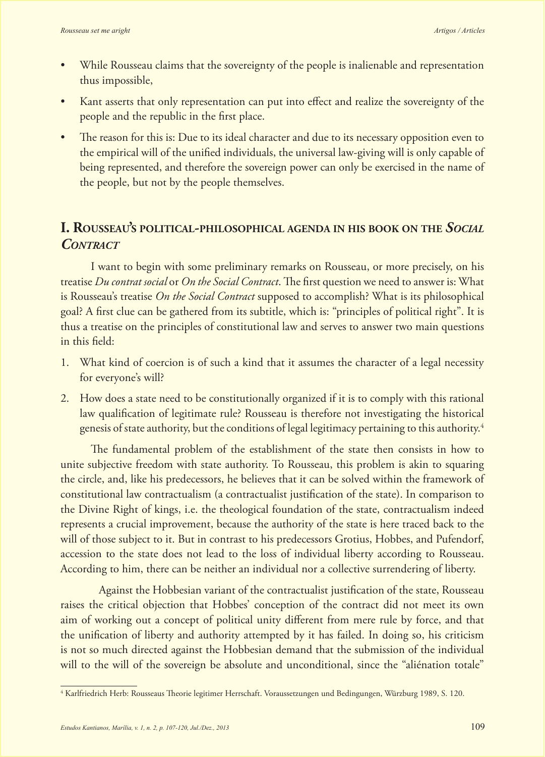- While Rousseau claims that the sovereignty of the people is inalienable and representation thus impossible,
- Kant asserts that only representation can put into effect and realize the sovereignty of the people and the republic in the first place.
- The reason for this is: Due to its ideal character and due to its necessary opposition even to the empirical will of the unified individuals, the universal law-giving will is only capable of being represented, and therefore the sovereign power can only be exercised in the name of the people, but not by the people themselves.

## I. Rousseau's political-philosophical agenda in his book on the *Social Contract*

I want to begin with some preliminary remarks on Rousseau, or more precisely, on his treatise *Du contrat social* or *On the Social Contract*. The first question we need to answer is: What is Rousseau's treatise *On the Social Contract* supposed to accomplish? What is its philosophical goal? A first clue can be gathered from its subtitle, which is: "principles of political right". It is thus a treatise on the principles of constitutional law and serves to answer two main questions in this field:

1. What kind of coercion is of such a kind that it assumes the character of a legal necessity for everyone's will?
2. How does a state need to be constitutionally organized if it is to comply with this rational law qualification of legitimate rule? Rousseau is therefore not investigating the historical genesis of state authority, but the conditions of legal legitimacy pertaining to this authority.[4]

The fundamental problem of the establishment of the state then consists in how to unite subjective freedom with state authority. To Rousseau, this problem is akin to squaring the circle, and, like his predecessors, he believes that it can be solved within the framework of constitutional law contractualism (a contractualist justification of the state). In comparison to the Divine Right of kings, i.e. the theological foundation of the state, contractualism indeed represents a crucial improvement, because the authority of the state is here traced back to the will of those subject to it. But in contrast to his predecessors Grotius, Hobbes, and Pufendorf, accession to the state does not lead to the loss of individual liberty according to Rousseau. According to him, there can be neither an individual nor a collective surrendering of liberty.

Against the Hobbesian variant of the contractualist justification of the state, Rousseau raises the critical objection that Hobbes' conception of the contract did not meet its own aim of working out a concept of political unity different from mere rule by force, and that the unification of liberty and authority attempted by it has failed. In doing so, his criticism is not so much directed against the Hobbesian demand that the submission of the individual will to the will of the sovereign be absolute and unconditional, since the "aliénation totale"

[4] Karlfriedrich Herb: Rousseaus Theorie legitimer Herrschaft. Voraussetzungen und Bedingungen, Würzburg 1989, S. 120.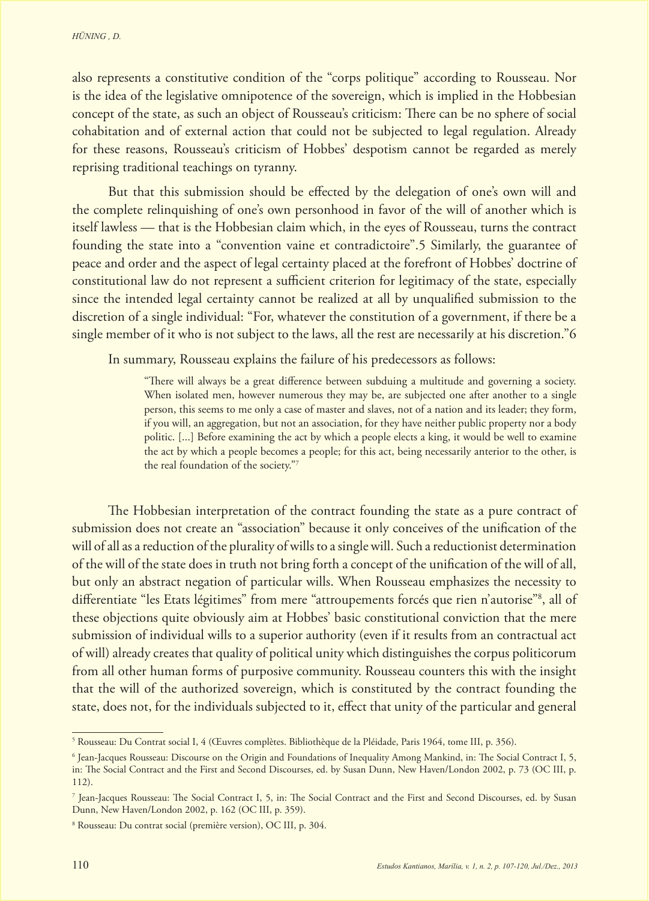also represents a constitutive condition of the "corps politique" according to Rousseau. Nor is the idea of the legislative omnipotence of the sovereign, which is implied in the Hobbesian concept of the state, as such an object of Rousseau's criticism: There can be no sphere of social cohabitation and of external action that could not be subjected to legal regulation. Already for these reasons, Rousseau's criticism of Hobbes' despotism cannot be regarded as merely reprising traditional teachings on tyranny.

But that this submission should be effected by the delegation of one's own will and the complete relinquishing of one's own personhood in favor of the will of another which is itself lawless — that is the Hobbesian claim which, in the eyes of Rousseau, turns the contract founding the state into a "convention vaine et contradictoire".5 Similarly, the guarantee of peace and order and the aspect of legal certainty placed at the forefront of Hobbes' doctrine of constitutional law do not represent a sufficient criterion for legitimacy of the state, especially since the intended legal certainty cannot be realized at all by unqualified submission to the discretion of a single individual: "For, whatever the constitution of a government, if there be a single member of it who is not subject to the laws, all the rest are necessarily at his discretion."6

In summary, Rousseau explains the failure of his predecessors as follows:

> "There will always be a great difference between subduing a multitude and governing a society. When isolated men, however numerous they may be, are subjected one after another to a single person, this seems to me only a case of master and slaves, not of a nation and its leader; they form, if you will, an aggregation, but not an association, for they have neither public property nor a body politic. [...] Before examining the act by which a people elects a king, it would be well to examine the act by which a people becomes a people; for this act, being necessarily anterior to the other, is the real foundation of the society."[7]

The Hobbesian interpretation of the contract founding the state as a pure contract of submission does not create an "association" because it only conceives of the unification of the will of all as a reduction of the plurality of wills to a single will. Such a reductionist determination of the will of the state does in truth not bring forth a concept of the unification of the will of all, but only an abstract negation of particular wills. When Rousseau emphasizes the necessity to differentiate "les Etats légitimes" from mere "attroupements forcés que rien n'autorise"[8], all of these objections quite obviously aim at Hobbes' basic constitutional conviction that the mere submission of individual wills to a superior authority (even if it results from an contractual act of will) already creates that quality of political unity which distinguishes the corpus politicorum from all other human forms of purposive community. Rousseau counters this with the insight that the will of the authorized sovereign, which is constituted by the contract founding the state, does not, for the individuals subjected to it, effect that unity of the particular and general

---

[5] Rousseau: Du Contrat social I, 4 (Œuvres complètes. Bibliothèque de la Pléidade, Paris 1964, tome III, p. 356).

[6] Jean-Jacques Rousseau: Discourse on the Origin and Foundations of Inequality Among Mankind, in: The Social Contract I, 5, in: The Social Contract and the First and Second Discourses, ed. by Susan Dunn, New Haven/London 2002, p. 73 (OC III, p. 112).

[7] Jean-Jacques Rousseau: The Social Contract I, 5, in: The Social Contract and the First and Second Discourses, ed. by Susan Dunn, New Haven/London 2002, p. 162 (OC III, p. 359).

[8] Rousseau: Du contrat social (première version), OC III, p. 304.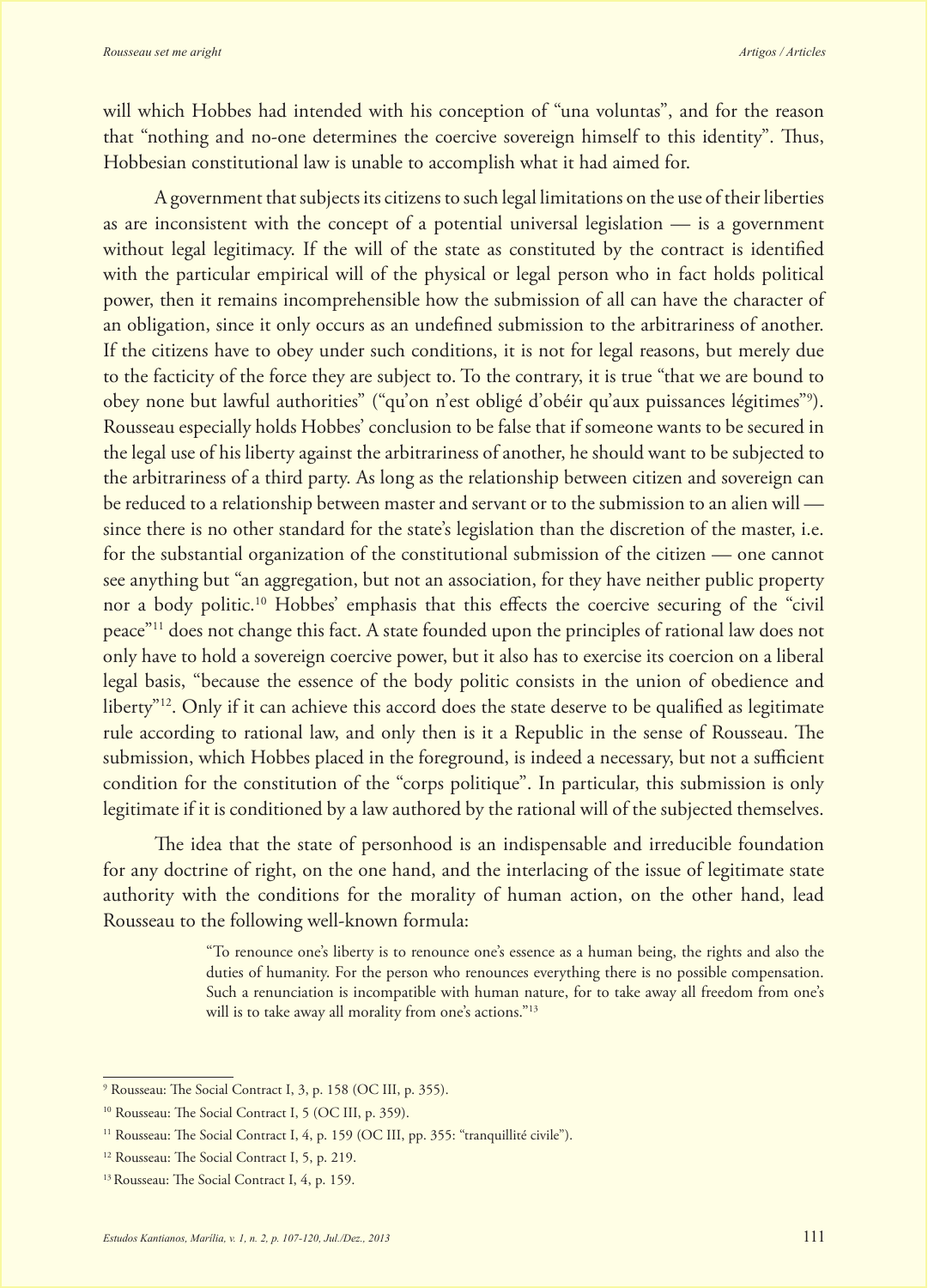will which Hobbes had intended with his conception of "una voluntas", and for the reason that "nothing and no-one determines the coercive sovereign himself to this identity". Thus, Hobbesian constitutional law is unable to accomplish what it had aimed for.

A government that subjects its citizens to such legal limitations on the use of their liberties as are inconsistent with the concept of a potential universal legislation — is a government without legal legitimacy. If the will of the state as constituted by the contract is identified with the particular empirical will of the physical or legal person who in fact holds political power, then it remains incomprehensible how the submission of all can have the character of an obligation, since it only occurs as an undefined submission to the arbitrariness of another. If the citizens have to obey under such conditions, it is not for legal reasons, but merely due to the facticity of the force they are subject to. To the contrary, it is true "that we are bound to obey none but lawful authorities" ("qu'on n'est obligé d'obéir qu'aux puissances légitimes"[9]). Rousseau especially holds Hobbes' conclusion to be false that if someone wants to be secured in the legal use of his liberty against the arbitrariness of another, he should want to be subjected to the arbitrariness of a third party. As long as the relationship between citizen and sovereign can be reduced to a relationship between master and servant or to the submission to an alien will — since there is no other standard for the state's legislation than the discretion of the master, i.e. for the substantial organization of the constitutional submission of the citizen — one cannot see anything but "an aggregation, but not an association, for they have neither public property nor a body politic.[10] Hobbes' emphasis that this effects the coercive securing of the "civil peace"[11] does not change this fact. A state founded upon the principles of rational law does not only have to hold a sovereign coercive power, but it also has to exercise its coercion on a liberal legal basis, "because the essence of the body politic consists in the union of obedience and liberty"[12]. Only if it can achieve this accord does the state deserve to be qualified as legitimate rule according to rational law, and only then is it a Republic in the sense of Rousseau. The submission, which Hobbes placed in the foreground, is indeed a necessary, but not a sufficient condition for the constitution of the "corps politique". In particular, this submission is only legitimate if it is conditioned by a law authored by the rational will of the subjected themselves.

The idea that the state of personhood is an indispensable and irreducible foundation for any doctrine of right, on the one hand, and the interlacing of the issue of legitimate state authority with the conditions for the morality of human action, on the other hand, lead Rousseau to the following well-known formula:

> "To renounce one's liberty is to renounce one's essence as a human being, the rights and also the duties of humanity. For the person who renounces everything there is no possible compensation. Such a renunciation is incompatible with human nature, for to take away all freedom from one's will is to take away all morality from one's actions."[13]

---

[9] Rousseau: The Social Contract I, 3, p. 158 (OC III, p. 355).

[10] Rousseau: The Social Contract I, 5 (OC III, p. 359).

[11] Rousseau: The Social Contract I, 4, p. 159 (OC III, pp. 355: "tranquillité civile").

[12] Rousseau: The Social Contract I, 5, p. 219.

[13] Rousseau: The Social Contract I, 4, p. 159.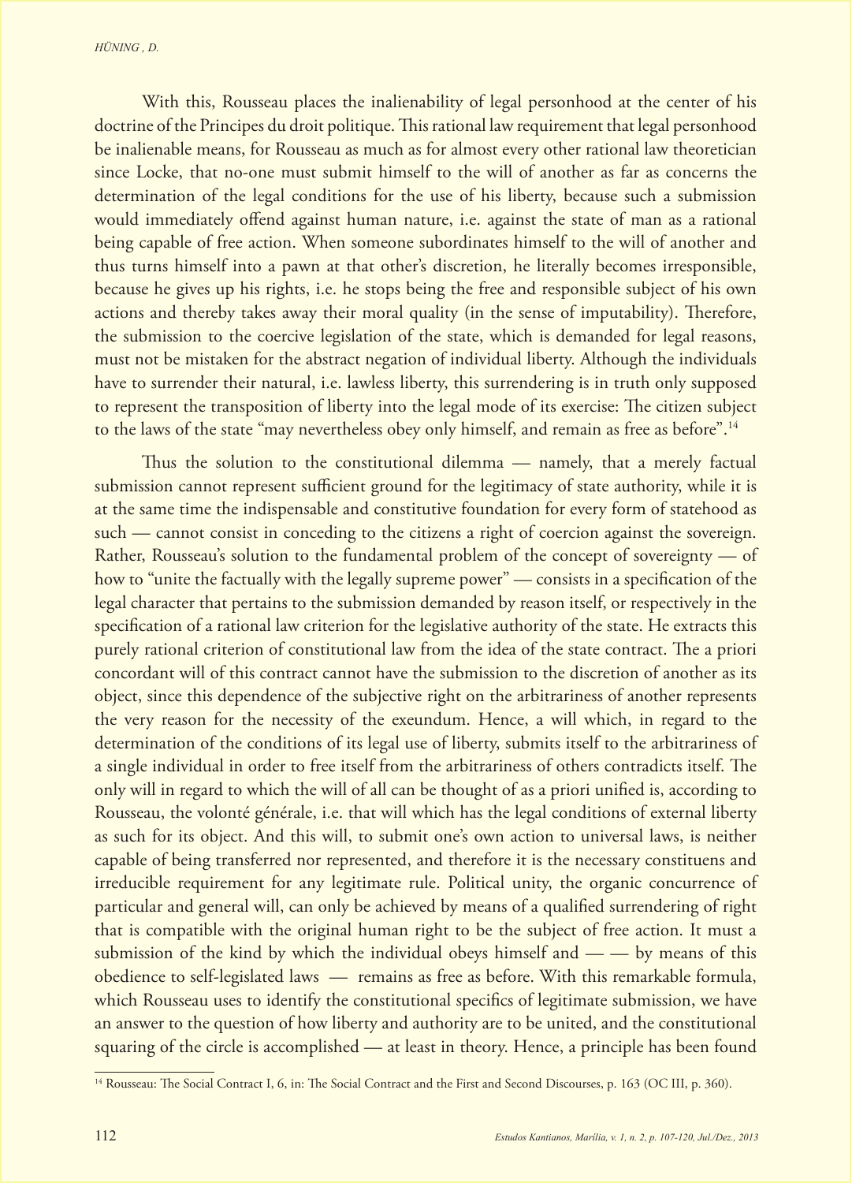With this, Rousseau places the inalienability of legal personhood at the center of his doctrine of the Principes du droit politique. This rational law requirement that legal personhood be inalienable means, for Rousseau as much as for almost every other rational law theoretician since Locke, that no-one must submit himself to the will of another as far as concerns the determination of the legal conditions for the use of his liberty, because such a submission would immediately offend against human nature, i.e. against the state of man as a rational being capable of free action. When someone subordinates himself to the will of another and thus turns himself into a pawn at that other's discretion, he literally becomes irresponsible, because he gives up his rights, i.e. he stops being the free and responsible subject of his own actions and thereby takes away their moral quality (in the sense of imputability). Therefore, the submission to the coercive legislation of the state, which is demanded for legal reasons, must not be mistaken for the abstract negation of individual liberty. Although the individuals have to surrender their natural, i.e. lawless liberty, this surrendering is in truth only supposed to represent the transposition of liberty into the legal mode of its exercise: The citizen subject to the laws of the state "may nevertheless obey only himself, and remain as free as before".[14]

Thus the solution to the constitutional dilemma — namely, that a merely factual submission cannot represent sufficient ground for the legitimacy of state authority, while it is at the same time the indispensable and constitutive foundation for every form of statehood as such — cannot consist in conceding to the citizens a right of coercion against the sovereign. Rather, Rousseau's solution to the fundamental problem of the concept of sovereignty — of how to "unite the factually with the legally supreme power" — consists in a specification of the legal character that pertains to the submission demanded by reason itself, or respectively in the specification of a rational law criterion for the legislative authority of the state. He extracts this purely rational criterion of constitutional law from the idea of the state contract. The a priori concordant will of this contract cannot have the submission to the discretion of another as its object, since this dependence of the subjective right on the arbitrariness of another represents the very reason for the necessity of the exeundum. Hence, a will which, in regard to the determination of the conditions of its legal use of liberty, submits itself to the arbitrariness of a single individual in order to free itself from the arbitrariness of others contradicts itself. The only will in regard to which the will of all can be thought of as a priori unified is, according to Rousseau, the volonté générale, i.e. that will which has the legal conditions of external liberty as such for its object. And this will, to submit one's own action to universal laws, is neither capable of being transferred nor represented, and therefore it is the necessary constituens and irreducible requirement for any legitimate rule. Political unity, the organic concurrence of particular and general will, can only be achieved by means of a qualified surrendering of right that is compatible with the original human right to be the subject of free action. It must a submission of the kind by which the individual obeys himself and — — by means of this obedience to self-legislated laws — remains as free as before. With this remarkable formula, which Rousseau uses to identify the constitutional specifics of legitimate submission, we have an answer to the question of how liberty and authority are to be united, and the constitutional squaring of the circle is accomplished — at least in theory. Hence, a principle has been found

[14] Rousseau: The Social Contract I, 6, in: The Social Contract and the First and Second Discourses, p. 163 (OC III, p. 360).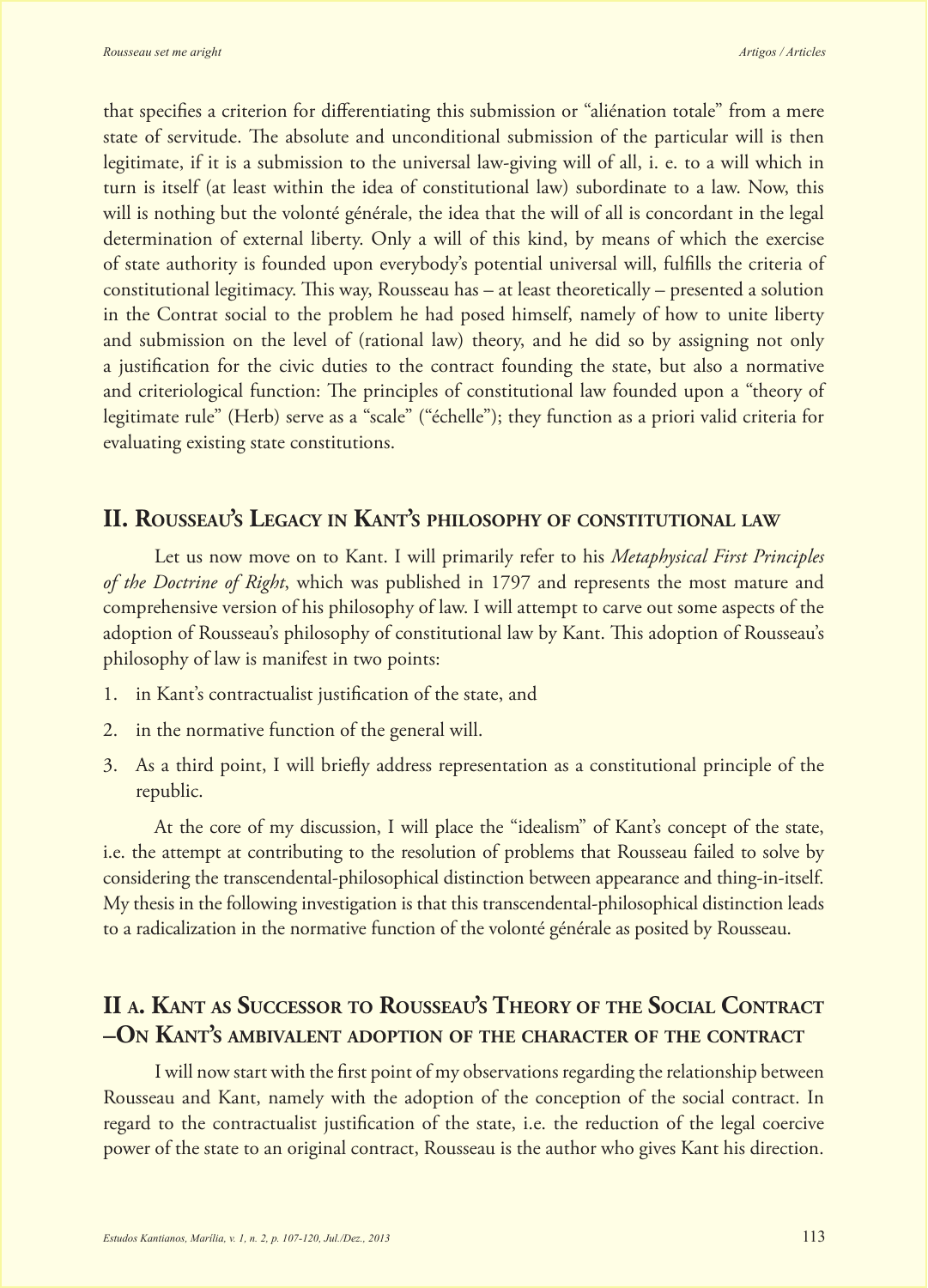that specifies a criterion for differentiating this submission or "aliénation totale" from a mere state of servitude. The absolute and unconditional submission of the particular will is then legitimate, if it is a submission to the universal law-giving will of all, i. e. to a will which in turn is itself (at least within the idea of constitutional law) subordinate to a law. Now, this will is nothing but the volonté générale, the idea that the will of all is concordant in the legal determination of external liberty. Only a will of this kind, by means of which the exercise of state authority is founded upon everybody's potential universal will, fulfills the criteria of constitutional legitimacy. This way, Rousseau has – at least theoretically – presented a solution in the Contrat social to the problem he had posed himself, namely of how to unite liberty and submission on the level of (rational law) theory, and he did so by assigning not only a justification for the civic duties to the contract founding the state, but also a normative and criteriological function: The principles of constitutional law founded upon a "theory of legitimate rule" (Herb) serve as a "scale" ("échelle"); they function as a priori valid criteria for evaluating existing state constitutions.

## II. Rousseau's Legacy in Kant's philosophy of constitutional law

Let us now move on to Kant. I will primarily refer to his *Metaphysical First Principles of the Doctrine of Right*, which was published in 1797 and represents the most mature and comprehensive version of his philosophy of law. I will attempt to carve out some aspects of the adoption of Rousseau's philosophy of constitutional law by Kant. This adoption of Rousseau's philosophy of law is manifest in two points:

1. in Kant's contractualist justification of the state, and
2. in the normative function of the general will.
3. As a third point, I will briefly address representation as a constitutional principle of the republic.

At the core of my discussion, I will place the "idealism" of Kant's concept of the state, i.e. the attempt at contributing to the resolution of problems that Rousseau failed to solve by considering the transcendental-philosophical distinction between appearance and thing-in-itself. My thesis in the following investigation is that this transcendental-philosophical distinction leads to a radicalization in the normative function of the volonté générale as posited by Rousseau.

## II a. Kant as Successor to Rousseau's Theory of the Social Contract –On Kant's ambivalent adoption of the character of the contract

I will now start with the first point of my observations regarding the relationship between Rousseau and Kant, namely with the adoption of the conception of the social contract. In regard to the contractualist justification of the state, i.e. the reduction of the legal coercive power of the state to an original contract, Rousseau is the author who gives Kant his direction.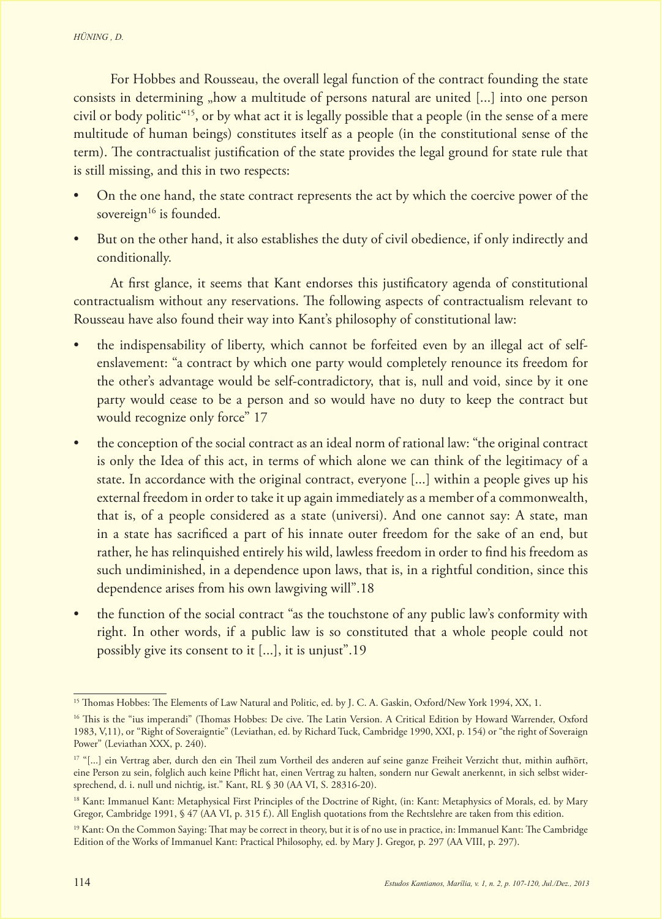For Hobbes and Rousseau, the overall legal function of the contract founding the state consists in determining „how a multitude of persons natural are united [...] into one person civil or body politic"[15], or by what act it is legally possible that a people (in the sense of a mere multitude of human beings) constitutes itself as a people (in the constitutional sense of the term). The contractualist justification of the state provides the legal ground for state rule that is still missing, and this in two respects:

- On the one hand, the state contract represents the act by which the coercive power of the sovereign[16] is founded.
- But on the other hand, it also establishes the duty of civil obedience, if only indirectly and conditionally.

At first glance, it seems that Kant endorses this justificatory agenda of constitutional contractualism without any reservations. The following aspects of contractualism relevant to Rousseau have also found their way into Kant's philosophy of constitutional law:

- the indispensability of liberty, which cannot be forfeited even by an illegal act of self-enslavement: "a contract by which one party would completely renounce its freedom for the other's advantage would be self-contradictory, that is, null and void, since by it one party would cease to be a person and so would have no duty to keep the contract but would recognize only force" 17
- the conception of the social contract as an ideal norm of rational law: "the original contract is only the Idea of this act, in terms of which alone we can think of the legitimacy of a state. In accordance with the original contract, everyone [...] within a people gives up his external freedom in order to take it up again immediately as a member of a commonwealth, that is, of a people considered as a state (universi). And one cannot say: A state, man in a state has sacrificed a part of his innate outer freedom for the sake of an end, but rather, he has relinquished entirely his wild, lawless freedom in order to find his freedom as such undiminished, in a dependence upon laws, that is, in a rightful condition, since this dependence arises from his own lawgiving will".18
- the function of the social contract "as the touchstone of any public law's conformity with right. In other words, if a public law is so constituted that a whole people could not possibly give its consent to it [...], it is unjust".19

---

[15] Thomas Hobbes: The Elements of Law Natural and Politic, ed. by J. C. A. Gaskin, Oxford/New York 1994, XX, 1.

[16] This is the "ius imperandi" (Thomas Hobbes: De cive. The Latin Version. A Critical Edition by Howard Warrender, Oxford 1983, V,11), or "Right of Soveraigntie" (Leviathan, ed. by Richard Tuck, Cambridge 1990, XXI, p. 154) or "the right of Soveraign Power" (Leviathan XXX, p. 240).

[17] "[...] ein Vertrag aber, durch den ein Theil zum Vortheil des anderen auf seine ganze Freiheit Verzicht thut, mithin aufhört, eine Person zu sein, folglich auch keine Pflicht hat, einen Vertrag zu halten, sondern nur Gewalt anerkennt, in sich selbst widersprechend, d. i. null und nichtig, ist." Kant, RL § 30 (AA VI, S. 28316-20).

[18] Kant: Immanuel Kant: Metaphysical First Principles of the Doctrine of Right, (in: Kant: Metaphysics of Morals, ed. by Mary Gregor, Cambridge 1991, § 47 (AA VI, p. 315 f.). All English quotations from the Rechtslehre are taken from this edition.

[19] Kant: On the Common Saying: That may be correct in theory, but it is of no use in practice, in: Immanuel Kant: The Cambridge Edition of the Works of Immanuel Kant: Practical Philosophy, ed. by Mary J. Gregor, p. 297 (AA VIII, p. 297).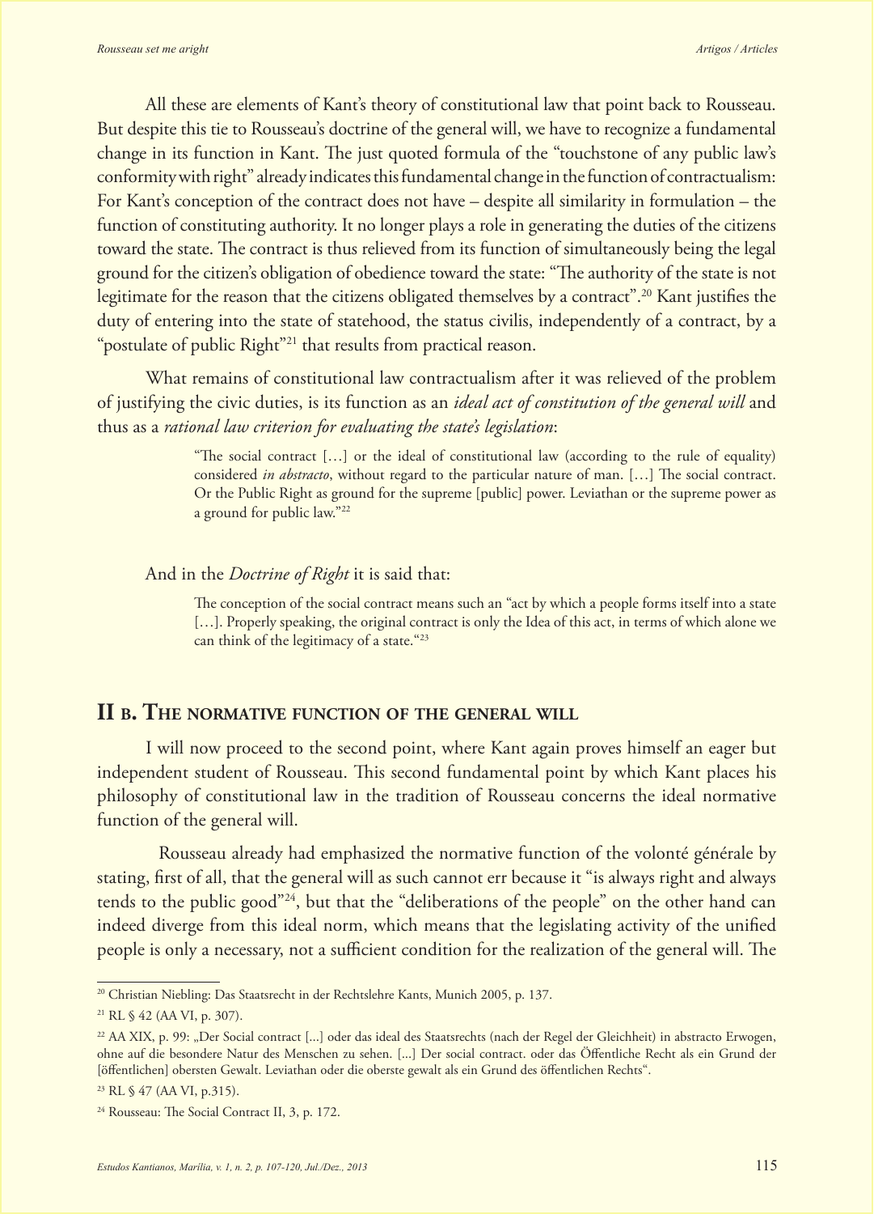All these are elements of Kant's theory of constitutional law that point back to Rousseau. But despite this tie to Rousseau's doctrine of the general will, we have to recognize a fundamental change in its function in Kant. The just quoted formula of the "touchstone of any public law's conformity with right" already indicates this fundamental change in the function of contractualism: For Kant's conception of the contract does not have – despite all similarity in formulation – the function of constituting authority. It no longer plays a role in generating the duties of the citizens toward the state. The contract is thus relieved from its function of simultaneously being the legal ground for the citizen's obligation of obedience toward the state: "The authority of the state is not legitimate for the reason that the citizens obligated themselves by a contract".[20] Kant justifies the duty of entering into the state of statehood, the status civilis, independently of a contract, by a "postulate of public Right"[21] that results from practical reason.

What remains of constitutional law contractualism after it was relieved of the problem of justifying the civic duties, is its function as an *ideal act of constitution of the general will* and thus as a *rational law criterion for evaluating the state's legislation*:

> "The social contract […] or the ideal of constitutional law (according to the rule of equality) considered *in abstracto*, without regard to the particular nature of man. […] The social contract. Or the Public Right as ground for the supreme [public] power. Leviathan or the supreme power as a ground for public law."[22]

And in the *Doctrine of Right* it is said that:

> The conception of the social contract means such an "act by which a people forms itself into a state […]. Properly speaking, the original contract is only the Idea of this act, in terms of which alone we can think of the legitimacy of a state."[23]

## II b. The normative function of the general will

I will now proceed to the second point, where Kant again proves himself an eager but independent student of Rousseau. This second fundamental point by which Kant places his philosophy of constitutional law in the tradition of Rousseau concerns the ideal normative function of the general will.

Rousseau already had emphasized the normative function of the volonté générale by stating, first of all, that the general will as such cannot err because it "is always right and always tends to the public good"[24], but that the "deliberations of the people" on the other hand can indeed diverge from this ideal norm, which means that the legislating activity of the unified people is only a necessary, not a sufficient condition for the realization of the general will. The

---

[20] Christian Niebling: Das Staatsrecht in der Rechtslehre Kants, Munich 2005, p. 137.

[21] RL § 42 (AA VI, p. 307).

[22] AA XIX, p. 99: „Der Social contract [...] oder das ideal des Staatsrechts (nach der Regel der Gleichheit) in abstracto Erwogen, ohne auf die besondere Natur des Menschen zu sehen. [...] Der social contract. oder das Öffentliche Recht als ein Grund der [öffentlichen] obersten Gewalt. Leviathan oder die oberste gewalt als ein Grund des öffentlichen Rechts".

[23] RL § 47 (AA VI, p.315).

[24] Rousseau: The Social Contract II, 3, p. 172.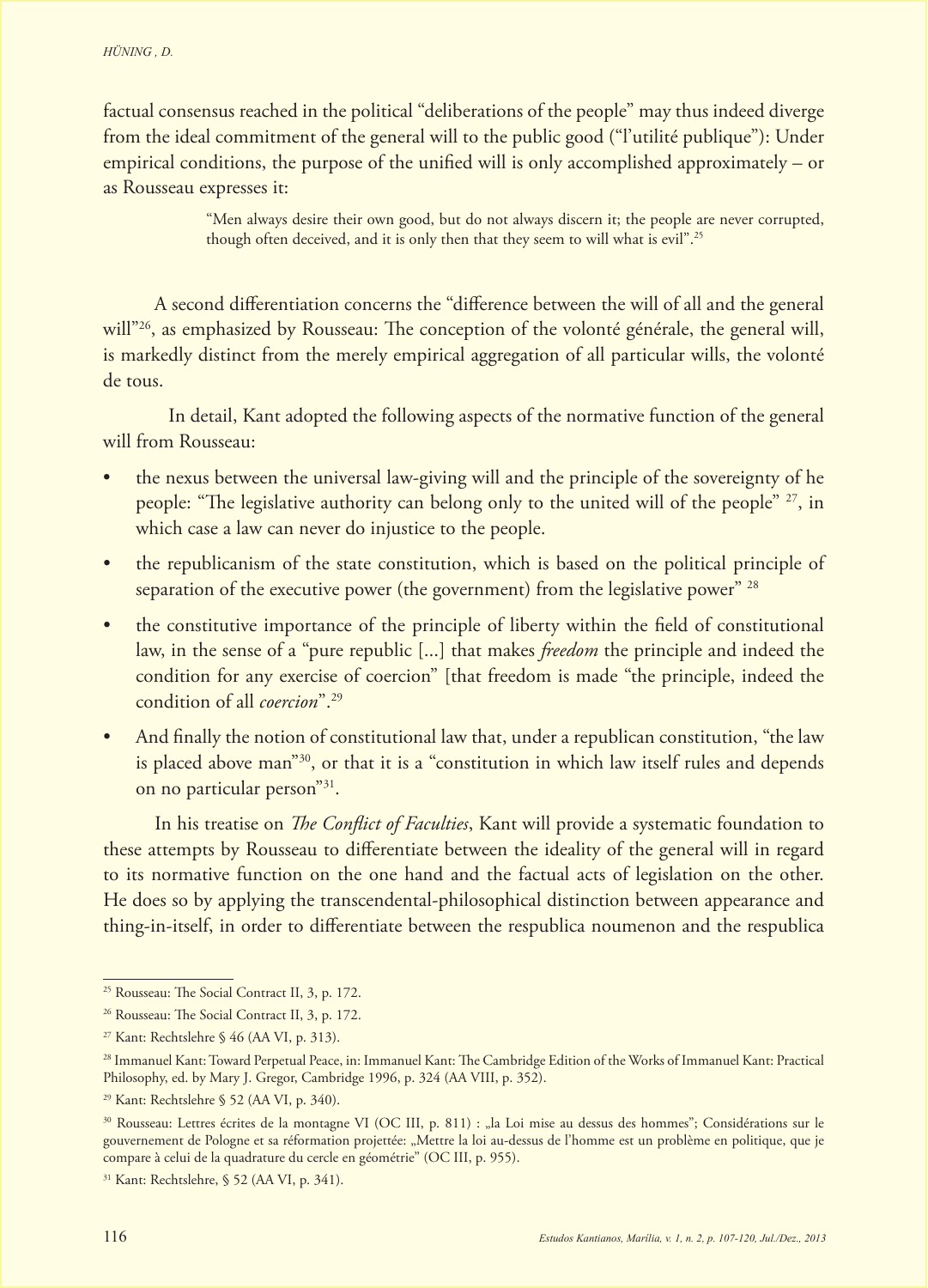factual consensus reached in the political "deliberations of the people" may thus indeed diverge from the ideal commitment of the general will to the public good ("l'utilité publique"): Under empirical conditions, the purpose of the unified will is only accomplished approximately – or as Rousseau expresses it:

> "Men always desire their own good, but do not always discern it; the people are never corrupted, though often deceived, and it is only then that they seem to will what is evil".[25]

A second differentiation concerns the "difference between the will of all and the general will"[26], as emphasized by Rousseau: The conception of the volonté générale, the general will, is markedly distinct from the merely empirical aggregation of all particular wills, the volonté de tous.

In detail, Kant adopted the following aspects of the normative function of the general will from Rousseau:

- the nexus between the universal law-giving will and the principle of the sovereignty of he people: "The legislative authority can belong only to the united will of the people" [27], in which case a law can never do injustice to the people.
- the republicanism of the state constitution, which is based on the political principle of separation of the executive power (the government) from the legislative power" [28]
- the constitutive importance of the principle of liberty within the field of constitutional law, in the sense of a "pure republic [...] that makes *freedom* the principle and indeed the condition for any exercise of coercion" [that freedom is made "the principle, indeed the condition of all *coercion*".[29]
- And finally the notion of constitutional law that, under a republican constitution, "the law is placed above man"[30], or that it is a "constitution in which law itself rules and depends on no particular person"[31].

In his treatise on *The Conflict of Faculties*, Kant will provide a systematic foundation to these attempts by Rousseau to differentiate between the ideality of the general will in regard to its normative function on the one hand and the factual acts of legislation on the other. He does so by applying the transcendental-philosophical distinction between appearance and thing-in-itself, in order to differentiate between the respublica noumenon and the respublica

---

[25] Rousseau: The Social Contract II, 3, p. 172.

[26] Rousseau: The Social Contract II, 3, p. 172.

[27] Kant: Rechtslehre § 46 (AA VI, p. 313).

[28] Immanuel Kant: Toward Perpetual Peace, in: Immanuel Kant: The Cambridge Edition of the Works of Immanuel Kant: Practical Philosophy, ed. by Mary J. Gregor, Cambridge 1996, p. 324 (AA VIII, p. 352).

[29] Kant: Rechtslehre § 52 (AA VI, p. 340).

[30] Rousseau: Lettres écrites de la montagne VI (OC III, p. 811) : „la Loi mise au dessus des hommes"; Considérations sur le gouvernement de Pologne et sa réformation projettée: „Mettre la loi au-dessus de l'homme est un problème en politique, que je compare à celui de la quadrature du cercle en géométrie" (OC III, p. 955).

[31] Kant: Rechtslehre, § 52 (AA VI, p. 341).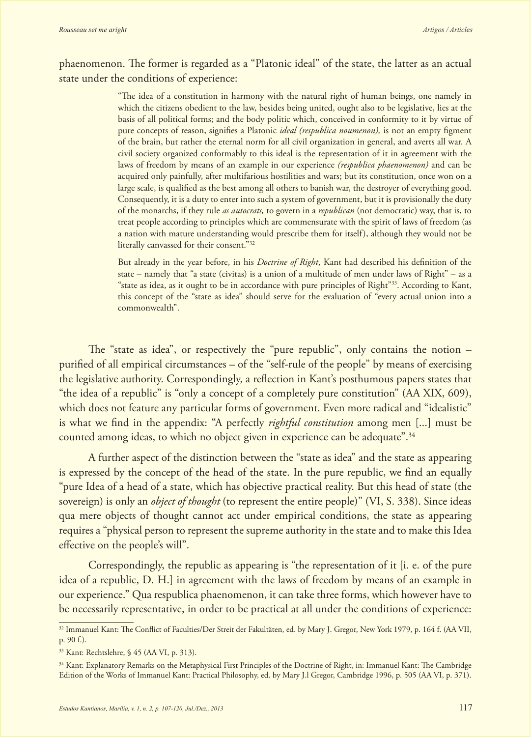phaenomenon. The former is regarded as a "Platonic ideal" of the state, the latter as an actual state under the conditions of experience:

> "The idea of a constitution in harmony with the natural right of human beings, one namely in which the citizens obedient to the law, besides being united, ought also to be legislative, lies at the basis of all political forms; and the body politic which, conceived in conformity to it by virtue of pure concepts of reason, signifies a Platonic *ideal (respublica noumenon),* is not an empty figment of the brain, but rather the eternal norm for all civil organization in general, and averts all war. A civil society organized conformably to this ideal is the representation of it in agreement with the laws of freedom by means of an example in our experience *(respublica phaenomenon)* and can be acquired only painfully, after multifarious hostilities and wars; but its constitution, once won on a large scale, is qualified as the best among all others to banish war, the destroyer of everything good. Consequently, it is a duty to enter into such a system of government, but it is provisionally the duty of the monarchs, if they rule *as autocrats,* to govern in a *republican* (not democratic) way, that is, to treat people according to principles which are commensurate with the spirit of laws of freedom (as a nation with mature understanding would prescribe them for itself), although they would not be literally canvassed for their consent."[32]
>
> But already in the year before, in his *Doctrine of Right*, Kant had described his definition of the state – namely that "a state (civitas) is a union of a multitude of men under laws of Right" – as a "state as idea, as it ought to be in accordance with pure principles of Right"[33]. According to Kant, this concept of the "state as idea" should serve for the evaluation of "every actual union into a commonwealth".

The "state as idea", or respectively the "pure republic", only contains the notion – purified of all empirical circumstances – of the "self-rule of the people" by means of exercising the legislative authority. Correspondingly, a reflection in Kant's posthumous papers states that "the idea of a republic" is "only a concept of a completely pure constitution" (AA XIX, 609), which does not feature any particular forms of government. Even more radical and "idealistic" is what we find in the appendix: "A perfectly *rightful constitution* among men [...] must be counted among ideas, to which no object given in experience can be adequate".[34]

A further aspect of the distinction between the "state as idea" and the state as appearing is expressed by the concept of the head of the state. In the pure republic, we find an equally "pure Idea of a head of a state, which has objective practical reality. But this head of state (the sovereign) is only an *object of thought* (to represent the entire people)" (VI, S. 338). Since ideas qua mere objects of thought cannot act under empirical conditions, the state as appearing requires a "physical person to represent the supreme authority in the state and to make this Idea effective on the people's will".

Correspondingly, the republic as appearing is "the representation of it [i. e. of the pure idea of a republic, D. H.] in agreement with the laws of freedom by means of an example in our experience." Qua respublica phaenomenon, it can take three forms, which however have to be necessarily representative, in order to be practical at all under the conditions of experience:

---

[32] Immanuel Kant: The Conflict of Faculties/Der Streit der Fakultäten, ed. by Mary J. Gregor, New York 1979, p. 164 f. (AA VII, p. 90 f.).

[33] Kant: Rechtslehre, § 45 (AA VI, p. 313).

[34] Kant: Explanatory Remarks on the Metaphysical First Principles of the Doctrine of Right, in: Immanuel Kant: The Cambridge Edition of the Works of Immanuel Kant: Practical Philosophy, ed. by Mary J.l Gregor, Cambridge 1996, p. 505 (AA VI, p. 371).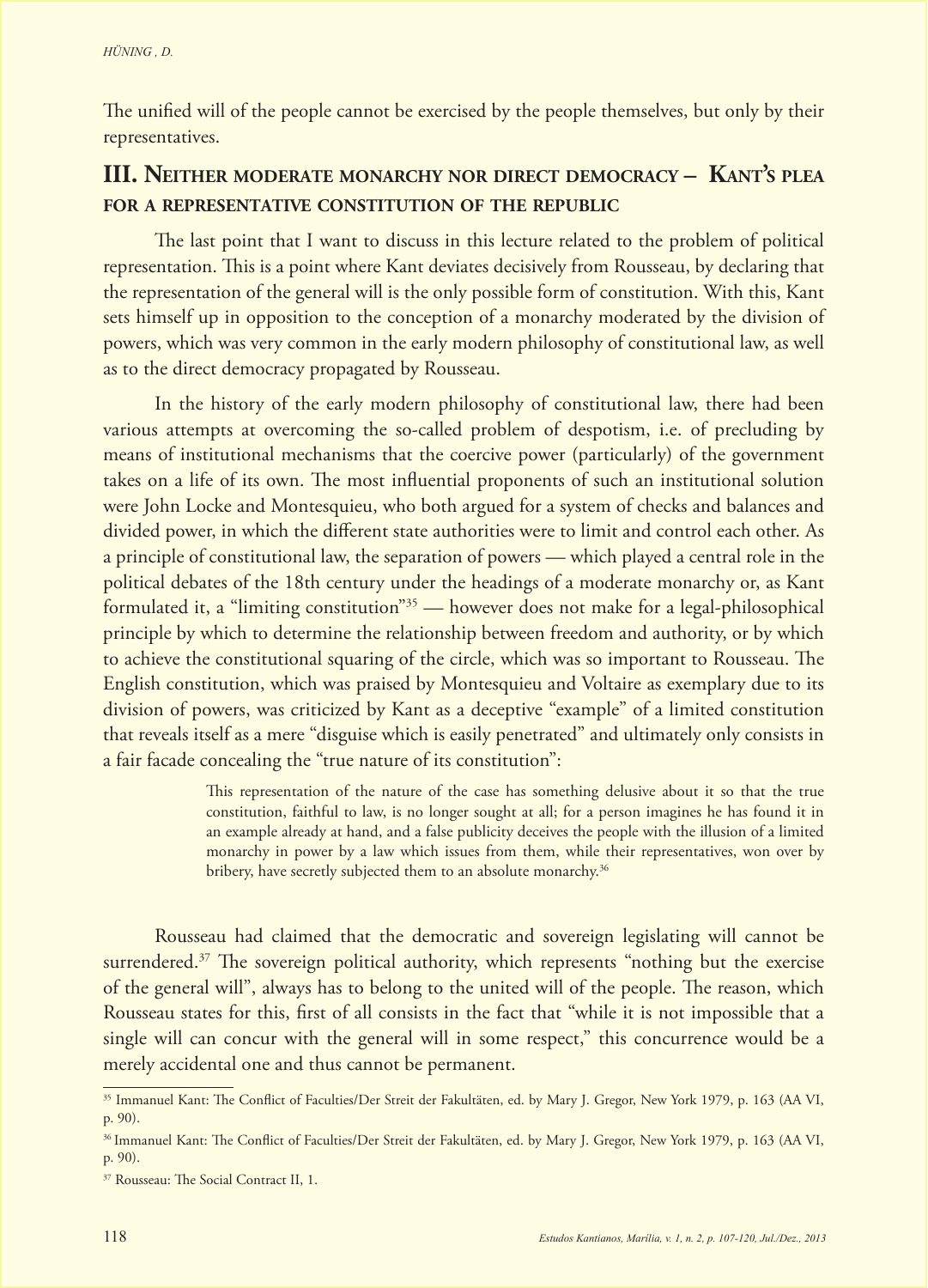The unified will of the people cannot be exercised by the people themselves, but only by their representatives.

## III. Neither moderate monarchy nor direct democracy – Kant's plea for a representative constitution of the republic

The last point that I want to discuss in this lecture related to the problem of political representation. This is a point where Kant deviates decisively from Rousseau, by declaring that the representation of the general will is the only possible form of constitution. With this, Kant sets himself up in opposition to the conception of a monarchy moderated by the division of powers, which was very common in the early modern philosophy of constitutional law, as well as to the direct democracy propagated by Rousseau.

In the history of the early modern philosophy of constitutional law, there had been various attempts at overcoming the so-called problem of despotism, i.e. of precluding by means of institutional mechanisms that the coercive power (particularly) of the government takes on a life of its own. The most influential proponents of such an institutional solution were John Locke and Montesquieu, who both argued for a system of checks and balances and divided power, in which the different state authorities were to limit and control each other. As a principle of constitutional law, the separation of powers — which played a central role in the political debates of the 18th century under the headings of a moderate monarchy or, as Kant formulated it, a "limiting constitution"[35] — however does not make for a legal-philosophical principle by which to determine the relationship between freedom and authority, or by which to achieve the constitutional squaring of the circle, which was so important to Rousseau. The English constitution, which was praised by Montesquieu and Voltaire as exemplary due to its division of powers, was criticized by Kant as a deceptive "example" of a limited constitution that reveals itself as a mere "disguise which is easily penetrated" and ultimately only consists in a fair facade concealing the "true nature of its constitution":

> This representation of the nature of the case has something delusive about it so that the true constitution, faithful to law, is no longer sought at all; for a person imagines he has found it in an example already at hand, and a false publicity deceives the people with the illusion of a limited monarchy in power by a law which issues from them, while their representatives, won over by bribery, have secretly subjected them to an absolute monarchy.[36]

Rousseau had claimed that the democratic and sovereign legislating will cannot be surrendered.[37] The sovereign political authority, which represents "nothing but the exercise of the general will", always has to belong to the united will of the people. The reason, which Rousseau states for this, first of all consists in the fact that "while it is not impossible that a single will can concur with the general will in some respect," this concurrence would be a merely accidental one and thus cannot be permanent.

---

[35] Immanuel Kant: The Conflict of Faculties/Der Streit der Fakultäten, ed. by Mary J. Gregor, New York 1979, p. 163 (AA VI, p. 90).

[36] Immanuel Kant: The Conflict of Faculties/Der Streit der Fakultäten, ed. by Mary J. Gregor, New York 1979, p. 163 (AA VI, p. 90).

[37] Rousseau: The Social Contract II, 1.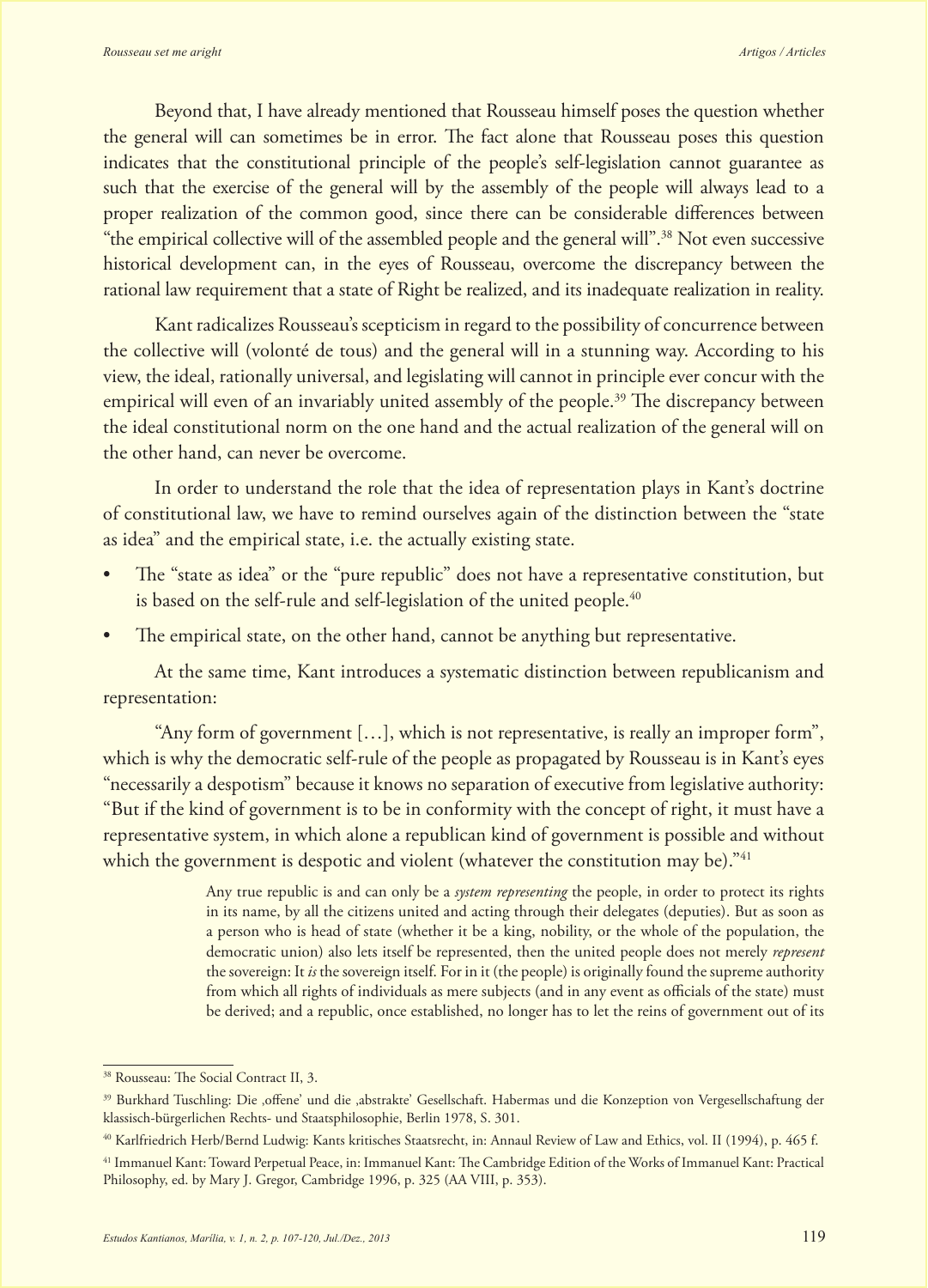Beyond that, I have already mentioned that Rousseau himself poses the question whether the general will can sometimes be in error. The fact alone that Rousseau poses this question indicates that the constitutional principle of the people's self-legislation cannot guarantee as such that the exercise of the general will by the assembly of the people will always lead to a proper realization of the common good, since there can be considerable differences between "the empirical collective will of the assembled people and the general will".[38] Not even successive historical development can, in the eyes of Rousseau, overcome the discrepancy between the rational law requirement that a state of Right be realized, and its inadequate realization in reality.

Kant radicalizes Rousseau's scepticism in regard to the possibility of concurrence between the collective will (volonté de tous) and the general will in a stunning way. According to his view, the ideal, rationally universal, and legislating will cannot in principle ever concur with the empirical will even of an invariably united assembly of the people.[39] The discrepancy between the ideal constitutional norm on the one hand and the actual realization of the general will on the other hand, can never be overcome.

In order to understand the role that the idea of representation plays in Kant's doctrine of constitutional law, we have to remind ourselves again of the distinction between the "state as idea" and the empirical state, i.e. the actually existing state.

- The "state as idea" or the "pure republic" does not have a representative constitution, but is based on the self-rule and self-legislation of the united people.[40]
- The empirical state, on the other hand, cannot be anything but representative.

At the same time, Kant introduces a systematic distinction between republicanism and representation:

"Any form of government […], which is not representative, is really an improper form", which is why the democratic self-rule of the people as propagated by Rousseau is in Kant's eyes "necessarily a despotism" because it knows no separation of executive from legislative authority: "But if the kind of government is to be in conformity with the concept of right, it must have a representative system, in which alone a republican kind of government is possible and without which the government is despotic and violent (whatever the constitution may be)."[41]

> Any true republic is and can only be a *system representing* the people, in order to protect its rights in its name, by all the citizens united and acting through their delegates (deputies). But as soon as a person who is head of state (whether it be a king, nobility, or the whole of the population, the democratic union) also lets itself be represented, then the united people does not merely *represent* the sovereign: It *is* the sovereign itself. For in it (the people) is originally found the supreme authority from which all rights of individuals as mere subjects (and in any event as officials of the state) must be derived; and a republic, once established, no longer has to let the reins of government out of its

---

[38] Rousseau: The Social Contract II, 3.

[39] Burkhard Tuschling: Die ‚offene' und die ‚abstrakte' Gesellschaft. Habermas und die Konzeption von Vergesellschaftung der klassisch-bürgerlichen Rechts- und Staatsphilosophie, Berlin 1978, S. 301.

[40] Karlfriedrich Herb/Bernd Ludwig: Kants kritisches Staatsrecht, in: Annaul Review of Law and Ethics, vol. II (1994), p. 465 f.

[41] Immanuel Kant: Toward Perpetual Peace, in: Immanuel Kant: The Cambridge Edition of the Works of Immanuel Kant: Practical Philosophy, ed. by Mary J. Gregor, Cambridge 1996, p. 325 (AA VIII, p. 353).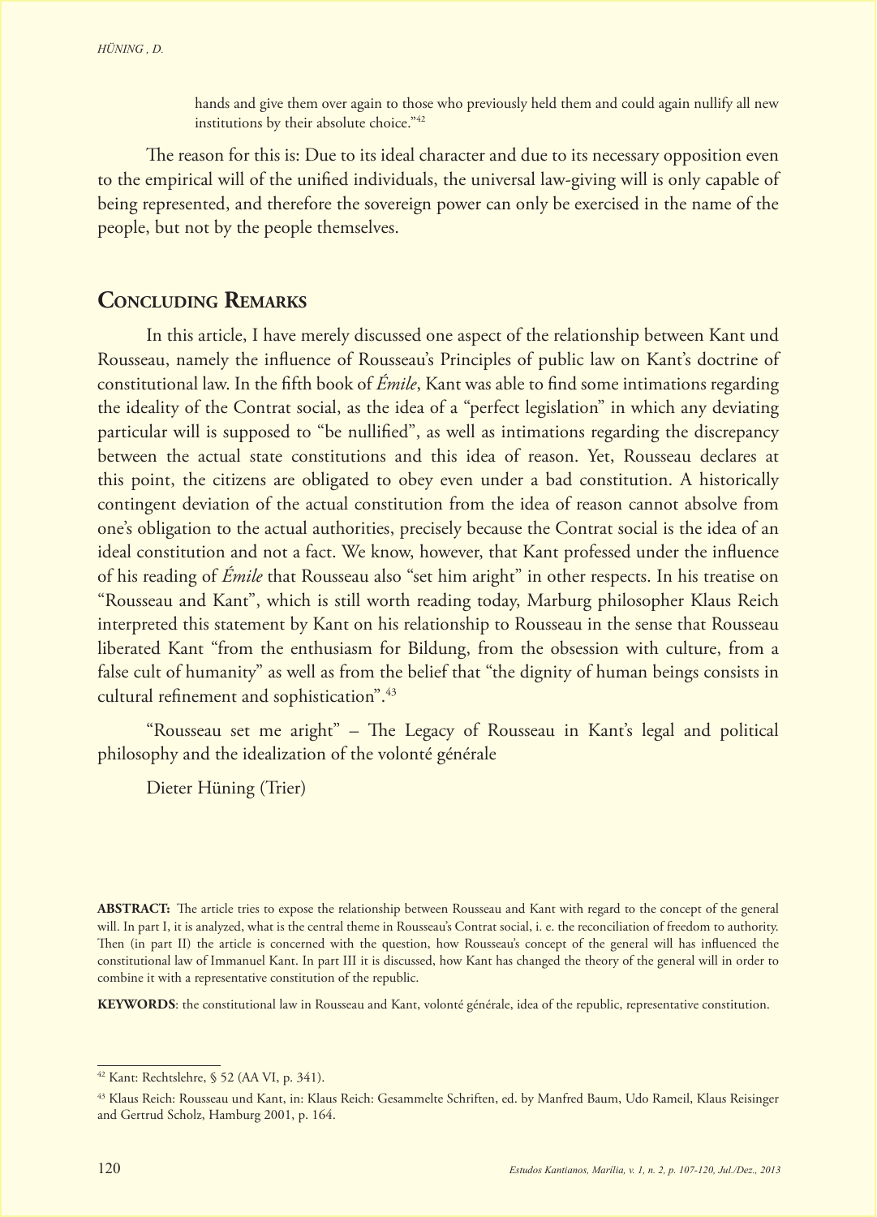hands and give them over again to those who previously held them and could again nullify all new institutions by their absolute choice."[42]

The reason for this is: Due to its ideal character and due to its necessary opposition even to the empirical will of the unified individuals, the universal law-giving will is only capable of being represented, and therefore the sovereign power can only be exercised in the name of the people, but not by the people themselves.

## Concluding Remarks

In this article, I have merely discussed one aspect of the relationship between Kant und Rousseau, namely the influence of Rousseau's Principles of public law on Kant's doctrine of constitutional law. In the fifth book of *Émile*, Kant was able to find some intimations regarding the ideality of the Contrat social, as the idea of a "perfect legislation" in which any deviating particular will is supposed to "be nullified", as well as intimations regarding the discrepancy between the actual state constitutions and this idea of reason. Yet, Rousseau declares at this point, the citizens are obligated to obey even under a bad constitution. A historically contingent deviation of the actual constitution from the idea of reason cannot absolve from one's obligation to the actual authorities, precisely because the Contrat social is the idea of an ideal constitution and not a fact. We know, however, that Kant professed under the influence of his reading of *Émile* that Rousseau also "set him aright" in other respects. In his treatise on "Rousseau and Kant", which is still worth reading today, Marburg philosopher Klaus Reich interpreted this statement by Kant on his relationship to Rousseau in the sense that Rousseau liberated Kant "from the enthusiasm for Bildung, from the obsession with culture, from a false cult of humanity" as well as from the belief that "the dignity of human beings consists in cultural refinement and sophistication".[43]

"Rousseau set me aright" – The Legacy of Rousseau in Kant's legal and political philosophy and the idealization of the volonté générale

Dieter Hüning (Trier)

**ABSTRACT:** The article tries to expose the relationship between Rousseau and Kant with regard to the concept of the general will. In part I, it is analyzed, what is the central theme in Rousseau's Contrat social, i. e. the reconciliation of freedom to authority. Then (in part II) the article is concerned with the question, how Rousseau's concept of the general will has influenced the constitutional law of Immanuel Kant. In part III it is discussed, how Kant has changed the theory of the general will in order to combine it with a representative constitution of the republic.

**KEYWORDS**: the constitutional law in Rousseau and Kant, volonté générale, idea of the republic, representative constitution.

---

[42] Kant: Rechtslehre, § 52 (AA VI, p. 341).

[43] Klaus Reich: Rousseau und Kant, in: Klaus Reich: Gesammelte Schriften, ed. by Manfred Baum, Udo Rameil, Klaus Reisinger and Gertrud Scholz, Hamburg 2001, p. 164.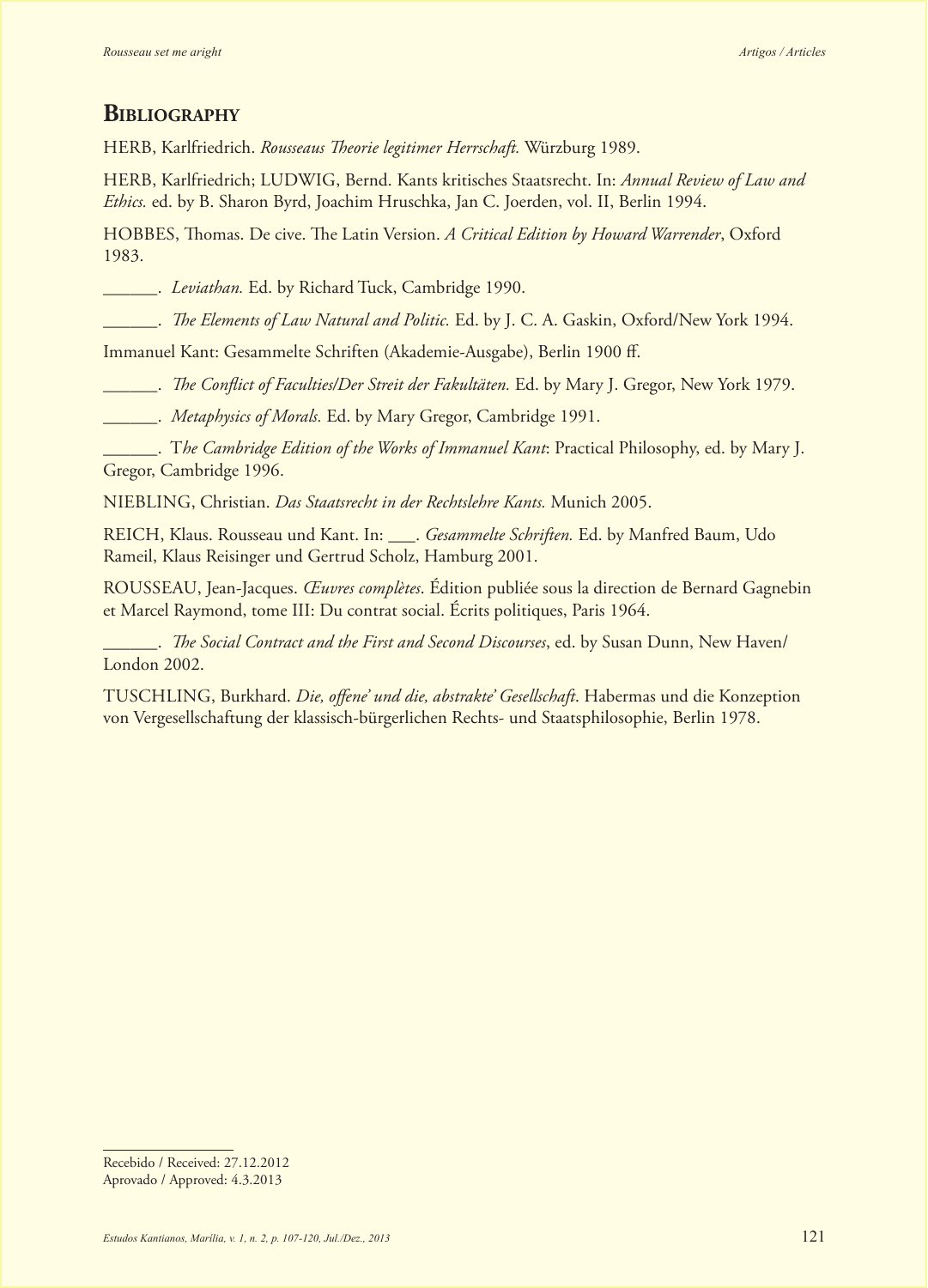## Bibliography

HERB, Karlfriedrich. *Rousseaus Theorie legitimer Herrschaft.* Würzburg 1989.

HERB, Karlfriedrich; LUDWIG, Bernd. Kants kritisches Staatsrecht. In: *Annual Review of Law and Ethics.* ed. by B. Sharon Byrd, Joachim Hruschka, Jan C. Joerden, vol. II, Berlin 1994.

HOBBES, Thomas. De cive. The Latin Version. *A Critical Edition by Howard Warrender*, Oxford 1983.

______. *Leviathan.* Ed. by Richard Tuck, Cambridge 1990.

______. *The Elements of Law Natural and Politic.* Ed. by J. C. A. Gaskin, Oxford/New York 1994.

Immanuel Kant: Gesammelte Schriften (Akademie-Ausgabe), Berlin 1900 ff.

______. *The Conflict of Faculties/Der Streit der Fakultäten.* Ed. by Mary J. Gregor, New York 1979.

______. *Metaphysics of Morals.* Ed. by Mary Gregor, Cambridge 1991.

______. T*he Cambridge Edition of the Works of Immanuel Kant*: Practical Philosophy, ed. by Mary J. Gregor, Cambridge 1996.

NIEBLING, Christian. *Das Staatsrecht in der Rechtslehre Kants.* Munich 2005.

REICH, Klaus. Rousseau und Kant. In: ___. *Gesammelte Schriften.* Ed. by Manfred Baum, Udo Rameil, Klaus Reisinger und Gertrud Scholz, Hamburg 2001.

ROUSSEAU, Jean-Jacques. *Œuvres complètes*. Édition publiée sous la direction de Bernard Gagnebin et Marcel Raymond, tome III: Du contrat social. Écrits politiques, Paris 1964.

______. *The Social Contract and the First and Second Discourses*, ed. by Susan Dunn, New Haven/London 2002.

TUSCHLING, Burkhard. *Die, offene' und die, abstrakte' Gesellschaft*. Habermas und die Konzeption von Vergesellschaftung der klassisch-bürgerlichen Rechts- und Staatsphilosophie, Berlin 1978.

Recebido / Received: 27.12.2012
Aprovado / Approved: 4.3.2013